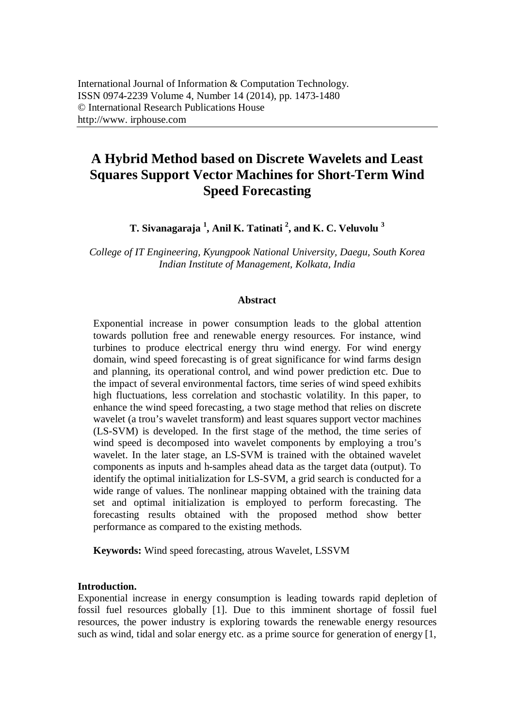International Journal of Information & Computation Technology.
ISSN 0974-2239 Volume 4, Number 14 (2014), pp. 1473-1480
© International Research Publications House
http://www. irphouse.com

# A Hybrid Method based on Discrete Wavelets and Least Squares Support Vector Machines for Short-Term Wind Speed Forecasting

**T. Sivanagaraja [1], Anil K. Tatinati [2], and K. C. Veluvolu [3]**

*College of IT Engineering, Kyungpook National University, Daegu, South Korea*
*Indian Institute of Management, Kolkata, India*

### Abstract

Exponential increase in power consumption leads to the global attention towards pollution free and renewable energy resources. For instance, wind turbines to produce electrical energy thru wind energy. For wind energy domain, wind speed forecasting is of great significance for wind farms design and planning, its operational control, and wind power prediction etc. Due to the impact of several environmental factors, time series of wind speed exhibits high fluctuations, less correlation and stochastic volatility. In this paper, to enhance the wind speed forecasting, a two stage method that relies on discrete wavelet (a trou's wavelet transform) and least squares support vector machines (LS-SVM) is developed. In the first stage of the method, the time series of wind speed is decomposed into wavelet components by employing a trou's wavelet. In the later stage, an LS-SVM is trained with the obtained wavelet components as inputs and h-samples ahead data as the target data (output). To identify the optimal initialization for LS-SVM, a grid search is conducted for a wide range of values. The nonlinear mapping obtained with the training data set and optimal initialization is employed to perform forecasting. The forecasting results obtained with the proposed method show better performance as compared to the existing methods.

**Keywords:** Wind speed forecasting, atrous Wavelet, LSSVM

## Introduction.

Exponential increase in energy consumption is leading towards rapid depletion of fossil fuel resources globally [1]. Due to this imminent shortage of fossil fuel resources, the power industry is exploring towards the renewable energy resources such as wind, tidal and solar energy etc. as a prime source for generation of energy [1,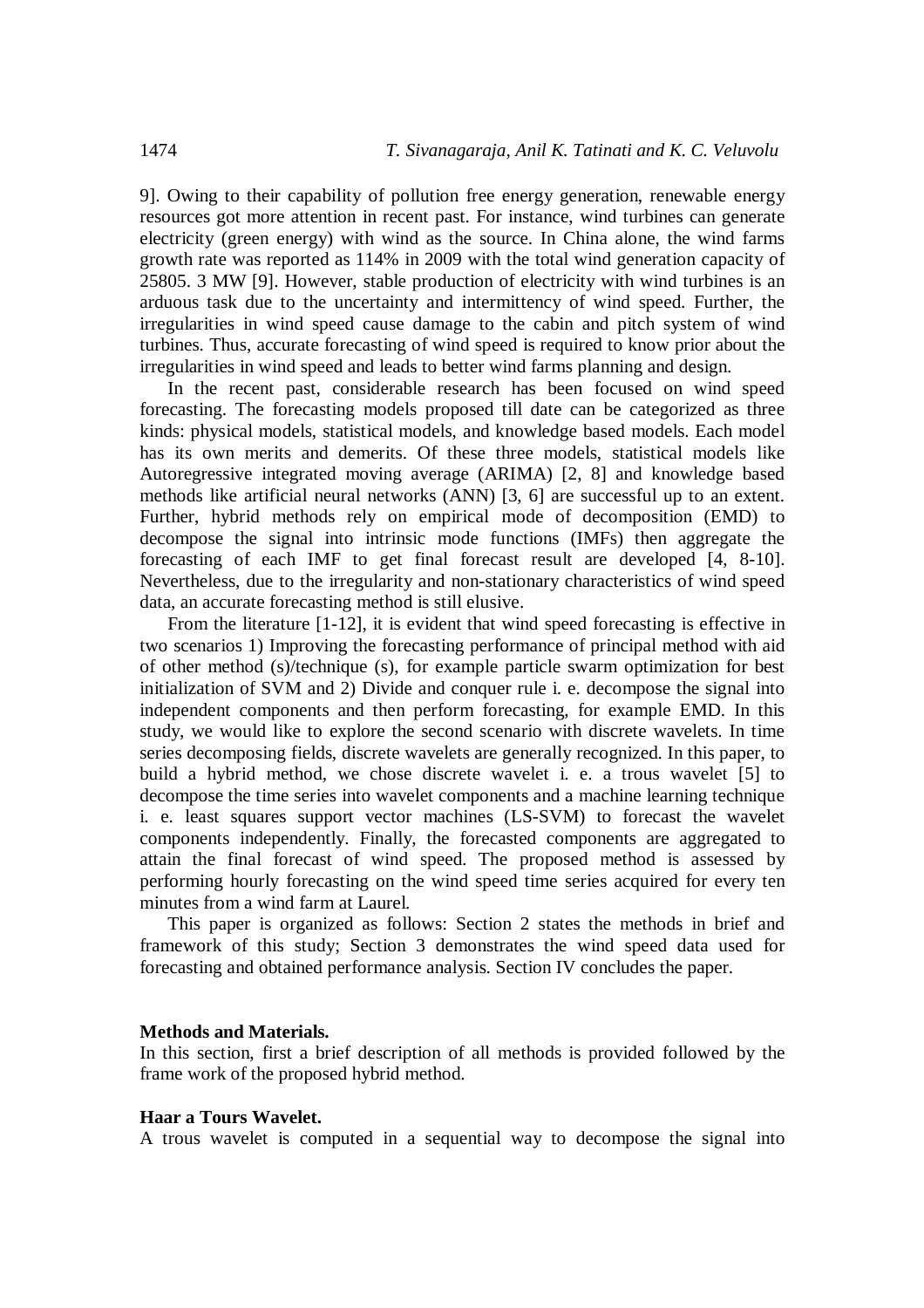9]. Owing to their capability of pollution free energy generation, renewable energy resources got more attention in recent past. For instance, wind turbines can generate electricity (green energy) with wind as the source. In China alone, the wind farms growth rate was reported as 114% in 2009 with the total wind generation capacity of 25805. 3 MW [9]. However, stable production of electricity with wind turbines is an arduous task due to the uncertainty and intermittency of wind speed. Further, the irregularities in wind speed cause damage to the cabin and pitch system of wind turbines. Thus, accurate forecasting of wind speed is required to know prior about the irregularities in wind speed and leads to better wind farms planning and design.

In the recent past, considerable research has been focused on wind speed forecasting. The forecasting models proposed till date can be categorized as three kinds: physical models, statistical models, and knowledge based models. Each model has its own merits and demerits. Of these three models, statistical models like Autoregressive integrated moving average (ARIMA) [2, 8] and knowledge based methods like artificial neural networks (ANN) [3, 6] are successful up to an extent. Further, hybrid methods rely on empirical mode of decomposition (EMD) to decompose the signal into intrinsic mode functions (IMFs) then aggregate the forecasting of each IMF to get final forecast result are developed [4, 8-10]. Nevertheless, due to the irregularity and non-stationary characteristics of wind speed data, an accurate forecasting method is still elusive.

From the literature [1-12], it is evident that wind speed forecasting is effective in two scenarios 1) Improving the forecasting performance of principal method with aid of other method (s)/technique (s), for example particle swarm optimization for best initialization of SVM and 2) Divide and conquer rule i. e. decompose the signal into independent components and then perform forecasting, for example EMD. In this study, we would like to explore the second scenario with discrete wavelets. In time series decomposing fields, discrete wavelets are generally recognized. In this paper, to build a hybrid method, we chose discrete wavelet i. e. a trous wavelet [5] to decompose the time series into wavelet components and a machine learning technique i. e. least squares support vector machines (LS-SVM) to forecast the wavelet components independently. Finally, the forecasted components are aggregated to attain the final forecast of wind speed. The proposed method is assessed by performing hourly forecasting on the wind speed time series acquired for every ten minutes from a wind farm at Laurel.

This paper is organized as follows: Section 2 states the methods in brief and framework of this study; Section 3 demonstrates the wind speed data used for forecasting and obtained performance analysis. Section IV concludes the paper.

## Methods and Materials.

In this section, first a brief description of all methods is provided followed by the frame work of the proposed hybrid method.

### Haar a Tours Wavelet.

A trous wavelet is computed in a sequential way to decompose the signal into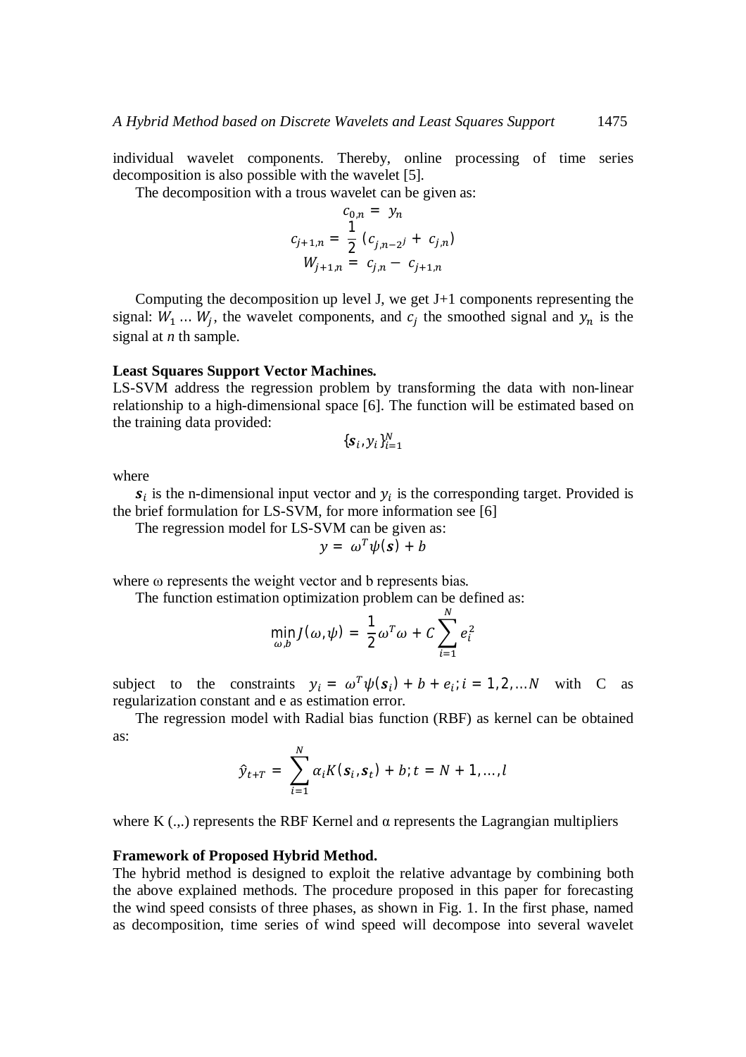individual wavelet components. Thereby, online processing of time series decomposition is also possible with the wavelet [5].

The decomposition with a trous wavelet can be given as:

$$c_{0,n} = y_n$$
$$c_{j+1,n} = \frac{1}{2}\left(c_{j,n-2^j} + c_{j,n}\right)$$
$$W_{j+1,n} = c_{j,n} - c_{j+1,n}$$

Computing the decomposition up level J, we get J+1 components representing the signal: $W_1 \ldots W_j$, the wavelet components, and $c_j$ the smoothed signal and $y_n$ is the signal at *n* th sample.

**Least Squares Support Vector Machines.**
LS-SVM address the regression problem by transforming the data with non-linear relationship to a high-dimensional space [6]. The function will be estimated based on the training data provided:

$$\{\boldsymbol{s}_i, y_i\}_{i=1}^{N}$$

where

$\boldsymbol{s}_i$ is the n-dimensional input vector and $y_i$ is the corresponding target. Provided is the brief formulation for LS-SVM, for more information see [6]

The regression model for LS-SVM can be given as:

$$y = \omega^T \psi(\boldsymbol{s}) + b$$

where ω represents the weight vector and b represents bias.

The function estimation optimization problem can be defined as:

$$\min_{\omega,b} J(\omega, \psi) = \frac{1}{2}\omega^T\omega + C\sum_{i=1}^{N} e_i^2$$

subject to the constraints $y_i = \omega^T\psi(\boldsymbol{s}_i) + b + e_i; i = 1, 2, \ldots N$ with C as regularization constant and e as estimation error.

The regression model with Radial bias function (RBF) as kernel can be obtained as:

$$\hat{y}_{t+T} = \sum_{i=1}^{N} \alpha_i K(\boldsymbol{s}_i, \boldsymbol{s}_t) + b; t = N+1, \ldots, l$$

where K (.,.) represents the RBF Kernel and α represents the Lagrangian multipliers

**Framework of Proposed Hybrid Method.**
The hybrid method is designed to exploit the relative advantage by combining both the above explained methods. The procedure proposed in this paper for forecasting the wind speed consists of three phases, as shown in Fig. 1. In the first phase, named as decomposition, time series of wind speed will decompose into several wavelet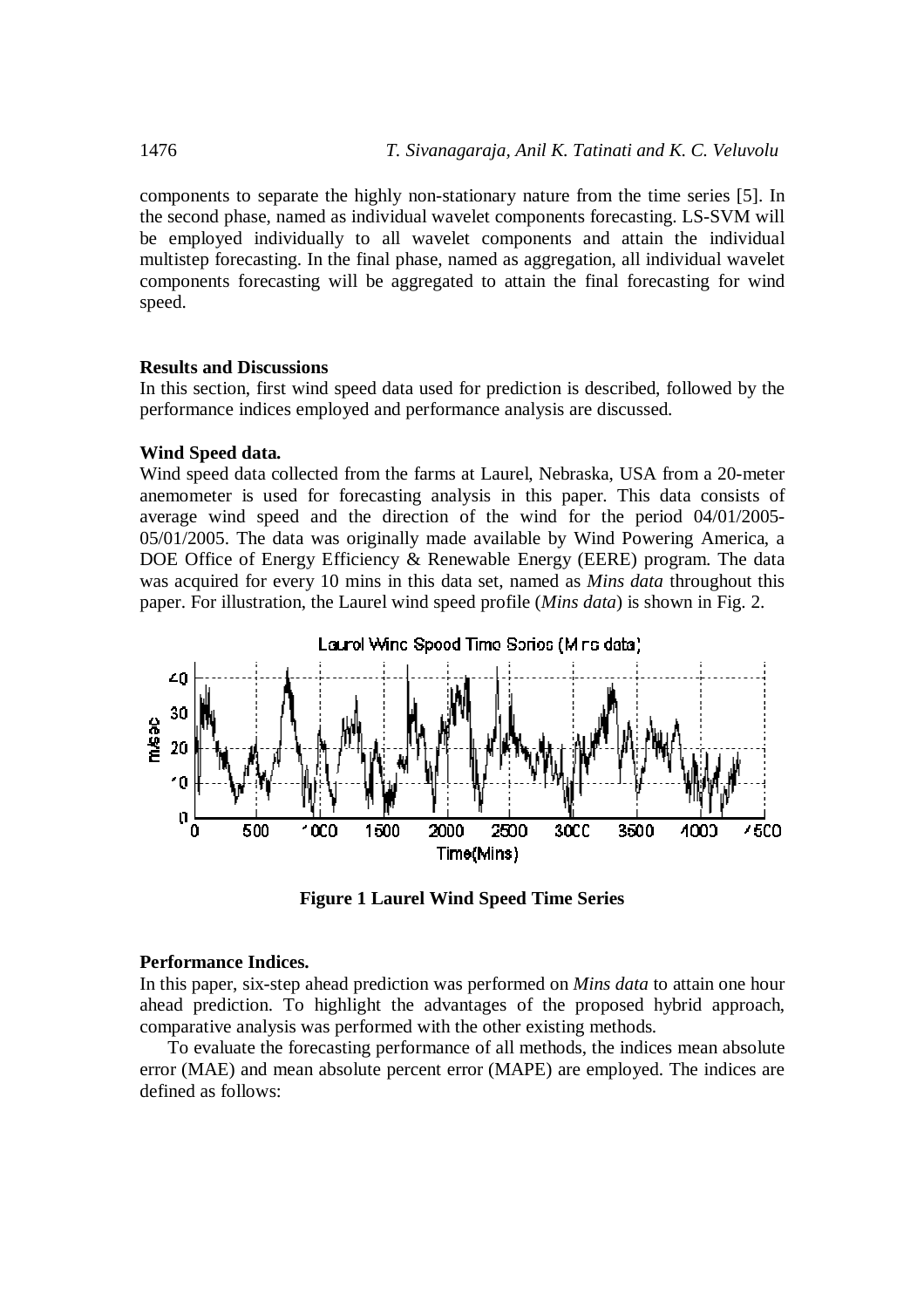components to separate the highly non-stationary nature from the time series [5]. In the second phase, named as individual wavelet components forecasting. LS-SVM will be employed individually to all wavelet components and attain the individual multistep forecasting. In the final phase, named as aggregation, all individual wavelet components forecasting will be aggregated to attain the final forecasting for wind speed.

**Results and Discussions**

In this section, first wind speed data used for prediction is described, followed by the performance indices employed and performance analysis are discussed.

**Wind Speed data.**

Wind speed data collected from the farms at Laurel, Nebraska, USA from a 20-meter anemometer is used for forecasting analysis in this paper. This data consists of average wind speed and the direction of the wind for the period 04/01/2005-05/01/2005. The data was originally made available by Wind Powering America, a DOE Office of Energy Efficiency & Renewable Energy (EERE) program. The data was acquired for every 10 mins in this data set, named as *Mins data* throughout this paper. For illustration, the Laurel wind speed profile (*Mins data*) is shown in Fig. 2.

**Figure 1 Laurel Wind Speed Time Series**

**Performance Indices.**

In this paper, six-step ahead prediction was performed on *Mins data* to attain one hour ahead prediction. To highlight the advantages of the proposed hybrid approach, comparative analysis was performed with the other existing methods.

To evaluate the forecasting performance of all methods, the indices mean absolute error (MAE) and mean absolute percent error (MAPE) are employed. The indices are defined as follows: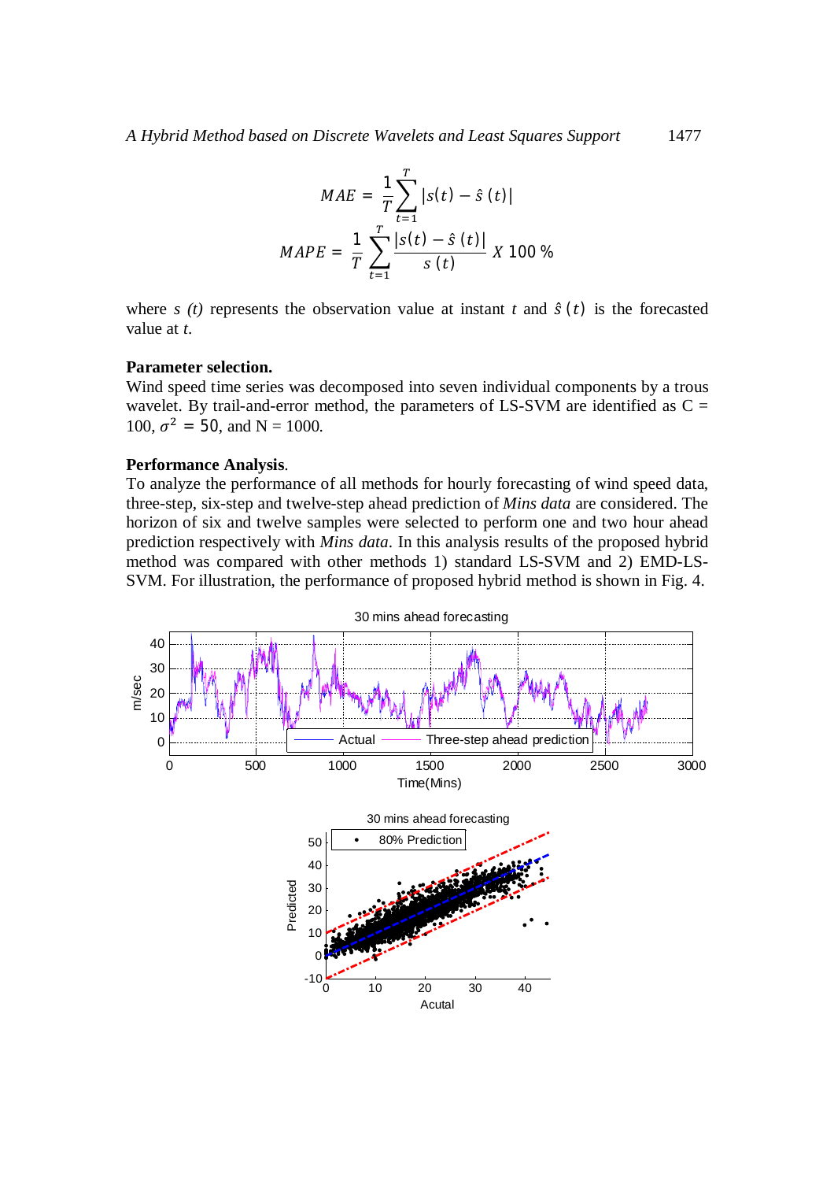$$MAE = \frac{1}{T}\sum_{t=1}^{T} |s(t) - \hat{s}\,(t)|$$

$$MAPE = \frac{1}{T}\sum_{t=1}^{T} \frac{|s(t) - \hat{s}\,(t)|}{s\,(t)}\ X\ 100\ \%$$

where *s (t)* represents the observation value at instant *t* and $\hat{s}\,(t)$ is the forecasted value at *t*.

**Parameter selection.**

Wind speed time series was decomposed into seven individual components by a trous wavelet. By trail-and-error method, the parameters of LS-SVM are identified as C = 100, $\sigma^2 = 50$, and N = 1000.

**Performance Analysis**.

To analyze the performance of all methods for hourly forecasting of wind speed data, three-step, six-step and twelve-step ahead prediction of *Mins data* are considered. The horizon of six and twelve samples were selected to perform one and two hour ahead prediction respectively with *Mins data*. In this analysis results of the proposed hybrid method was compared with other methods 1) standard LS-SVM and 2) EMD-LS-SVM. For illustration, the performance of proposed hybrid method is shown in Fig. 4.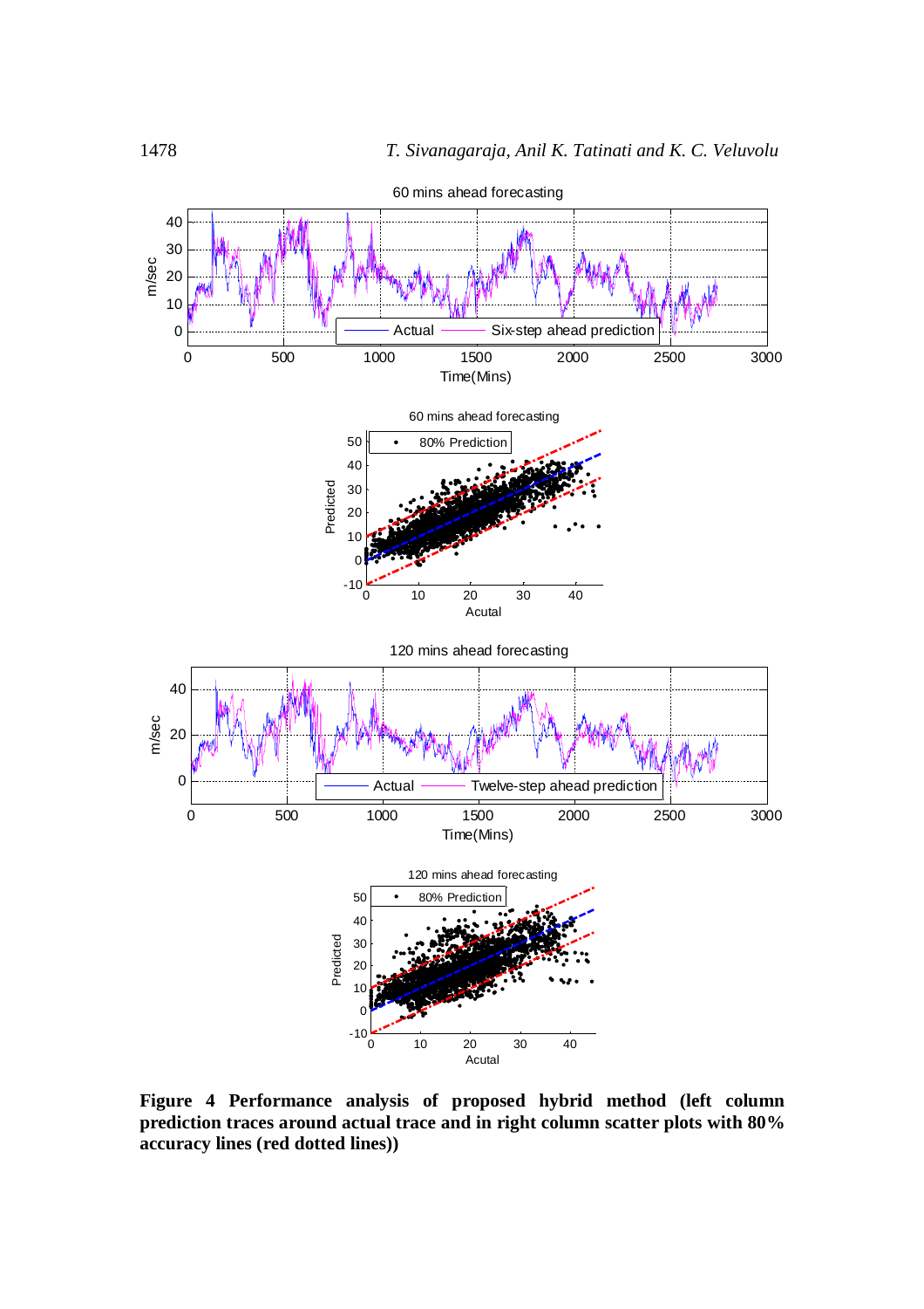**Figure 4 Performance analysis of proposed hybrid method (left column prediction traces around actual trace and in right column scatter plots with 80% accuracy lines (red dotted lines))**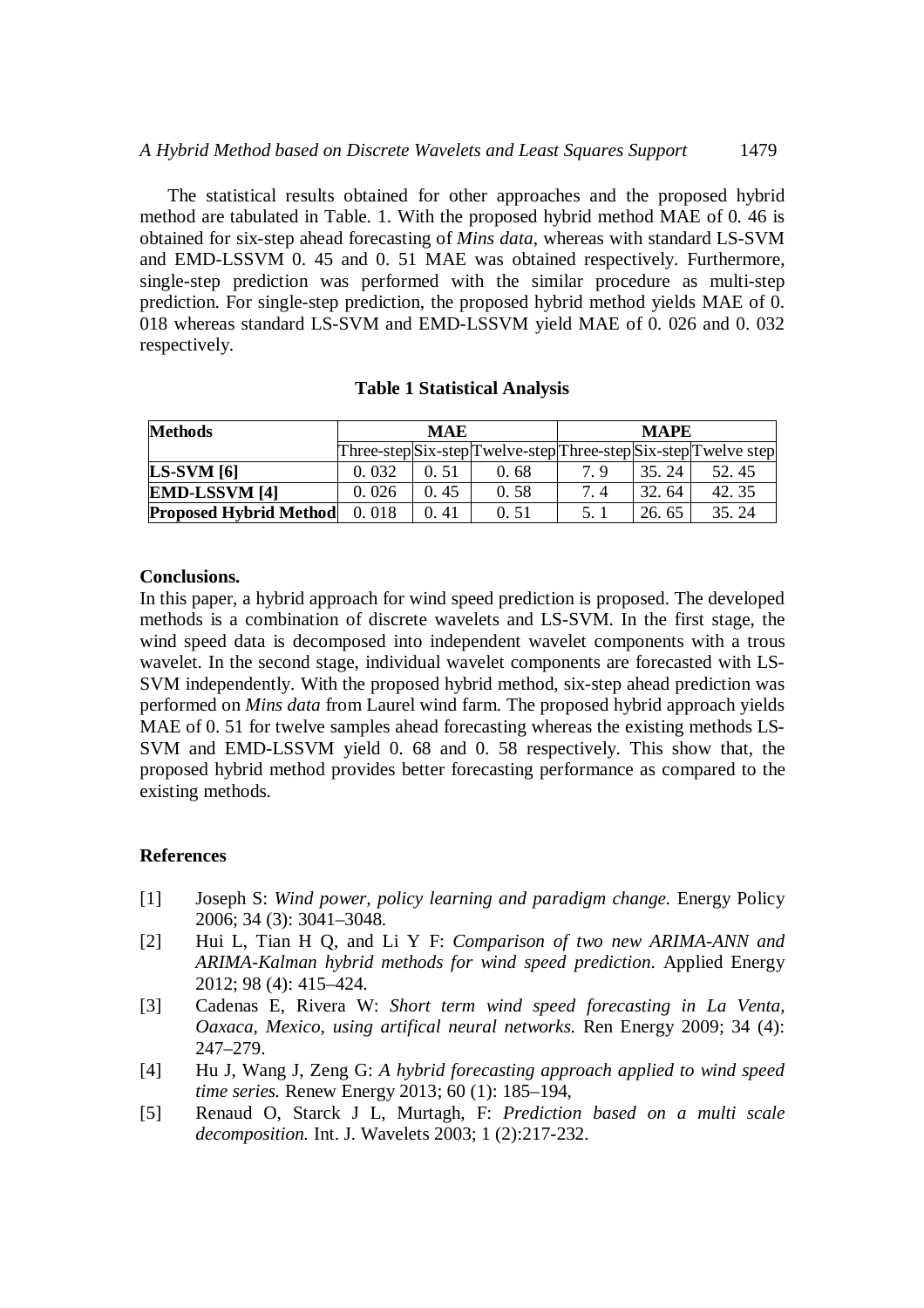The statistical results obtained for other approaches and the proposed hybrid method are tabulated in Table. 1. With the proposed hybrid method MAE of 0. 46 is obtained for six-step ahead forecasting of *Mins data*, whereas with standard LS-SVM and EMD-LSSVM 0. 45 and 0. 51 MAE was obtained respectively. Furthermore, single-step prediction was performed with the similar procedure as multi-step prediction. For single-step prediction, the proposed hybrid method yields MAE of 0. 018 whereas standard LS-SVM and EMD-LSSVM yield MAE of 0. 026 and 0. 032 respectively.

**Table 1 Statistical Analysis**

| **Methods** | **MAE** | | | **MAPE** | | |
|---|---|---|---|---|---|---|
| | Three-step | Six-step | Twelve-step | Three-step | Six-step | Twelve step |
| **LS-SVM [6]** | 0. 032 | 0. 51 | 0. 68 | 7. 9 | 35. 24 | 52. 45 |
| **EMD-LSSVM [4]** | 0. 026 | 0. 45 | 0. 58 | 7. 4 | 32. 64 | 42. 35 |
| **Proposed Hybrid Method** | 0. 018 | 0. 41 | 0. 51 | 5. 1 | 26. 65 | 35. 24 |

**Conclusions.**

In this paper, a hybrid approach for wind speed prediction is proposed. The developed methods is a combination of discrete wavelets and LS-SVM. In the first stage, the wind speed data is decomposed into independent wavelet components with a trous wavelet. In the second stage, individual wavelet components are forecasted with LS-SVM independently. With the proposed hybrid method, six-step ahead prediction was performed on *Mins data* from Laurel wind farm. The proposed hybrid approach yields MAE of 0. 51 for twelve samples ahead forecasting whereas the existing methods LS-SVM and EMD-LSSVM yield 0. 68 and 0. 58 respectively. This show that, the proposed hybrid method provides better forecasting performance as compared to the existing methods.

## References

[1] Joseph S: *Wind power, policy learning and paradigm change.* Energy Policy 2006; 34 (3): 3041–3048.

[2] Hui L, Tian H Q, and Li Y F: *Comparison of two new ARIMA-ANN and ARIMA-Kalman hybrid methods for wind speed prediction*. Applied Energy 2012; 98 (4): 415–424.

[3] Cadenas E, Rivera W: *Short term wind speed forecasting in La Venta, Oaxaca, Mexico, using artifical neural networks.* Ren Energy 2009; 34 (4): 247–279.

[4] Hu J, Wang J, Zeng G: *A hybrid forecasting approach applied to wind speed time series.* Renew Energy 2013; 60 (1): 185–194,

[5] Renaud O, Starck J L, Murtagh, F: *Prediction based on a multi scale decomposition.* Int. J. Wavelets 2003; 1 (2):217-232.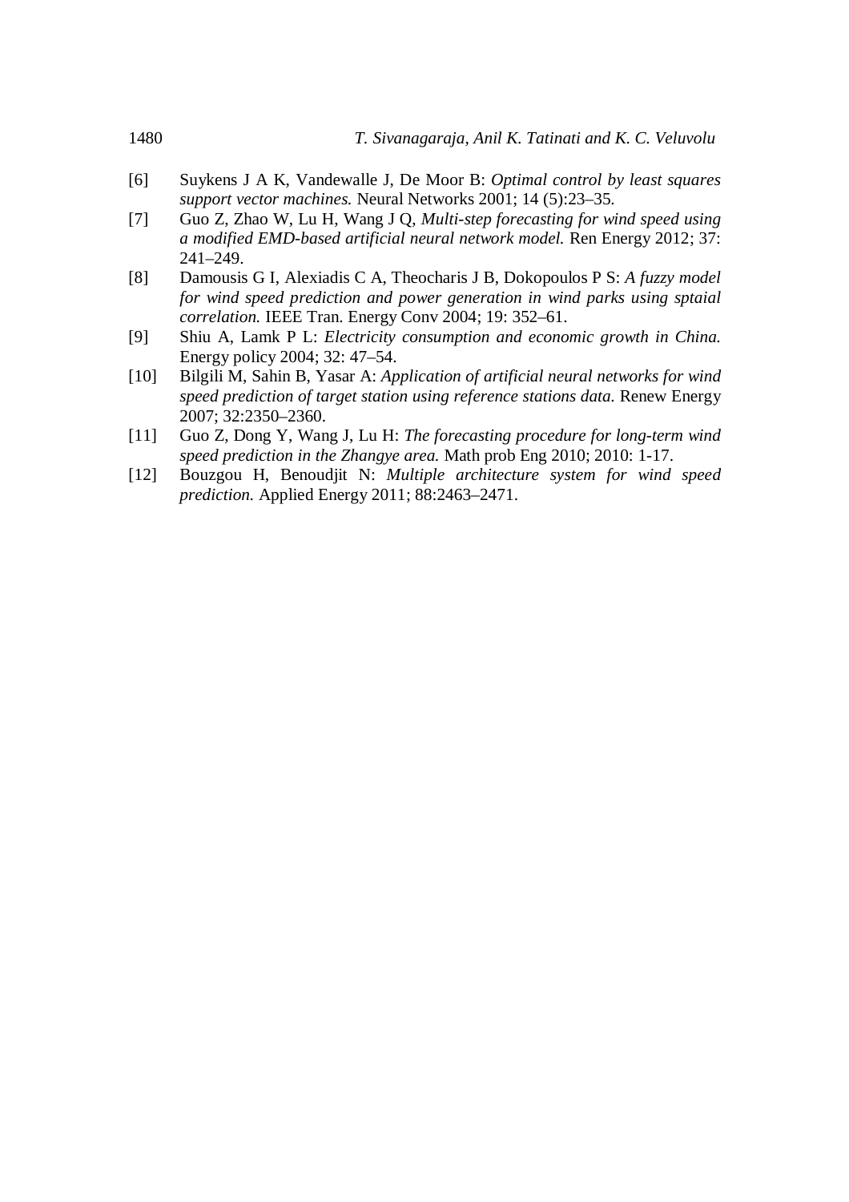[6] Suykens J A K, Vandewalle J, De Moor B: *Optimal control by least squares support vector machines.* Neural Networks 2001; 14 (5):23–35.

[7] Guo Z, Zhao W, Lu H, Wang J Q, *Multi-step forecasting for wind speed using a modified EMD-based artificial neural network model.* Ren Energy 2012; 37: 241–249.

[8] Damousis G I, Alexiadis C A, Theocharis J B, Dokopoulos P S: *A fuzzy model for wind speed prediction and power generation in wind parks using sptaial correlation.* IEEE Tran. Energy Conv 2004; 19: 352–61.

[9] Shiu A, Lamk P L: *Electricity consumption and economic growth in China.* Energy policy 2004; 32: 47–54.

[10] Bilgili M, Sahin B, Yasar A: *Application of artificial neural networks for wind speed prediction of target station using reference stations data.* Renew Energy 2007; 32:2350–2360.

[11] Guo Z, Dong Y, Wang J, Lu H: *The forecasting procedure for long-term wind speed prediction in the Zhangye area.* Math prob Eng 2010; 2010: 1-17.

[12] Bouzgou H, Benoudjit N: *Multiple architecture system for wind speed prediction.* Applied Energy 2011; 88:2463–2471.